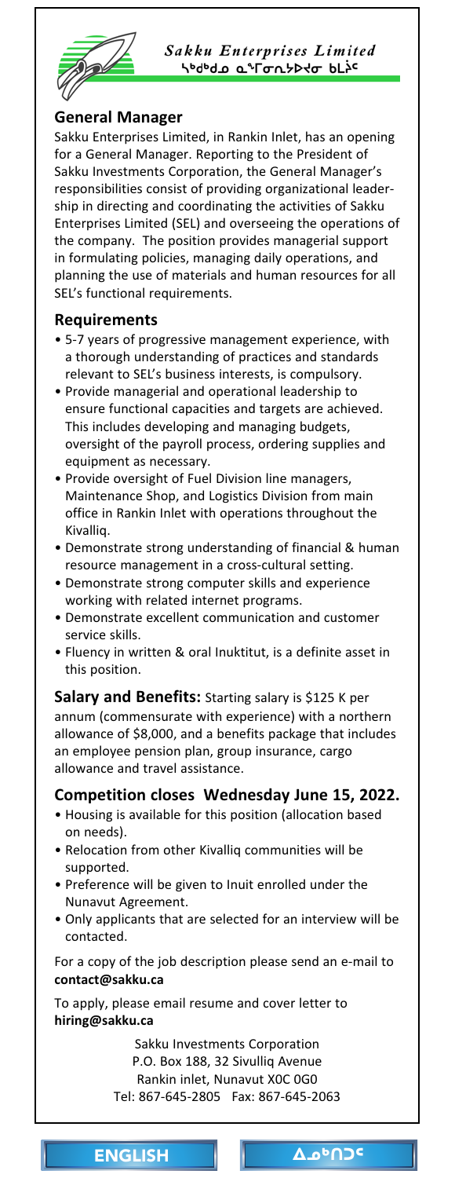*Sakku Enterprises Limited*

ᓴᒃᑯ ᓇᕐᒥᓂᕐᓱᐊᖅᑎᓂ ᑲᑐᔾᔨᖃᑎᒌᑦ

## General Manager

Sakku Enterprises Limited, in Rankin Inlet, has an opening for a General Manager. Reporting to the President of Sakku Investments Corporation, the General Manager's responsibilities consist of providing organizational leadership in directing and coordinating the activities of Sakku Enterprises Limited (SEL) and overseeing the operations of the company. The position provides managerial support in formulating policies, managing daily operations, and planning the use of materials and human resources for all SEL's functional requirements.

## Requirements

- 5-7 years of progressive management experience, with a thorough understanding of practices and standards relevant to SEL's business interests, is compulsory.
- Provide managerial and operational leadership to ensure functional capacities and targets are achieved. This includes developing and managing budgets, oversight of the payroll process, ordering supplies and equipment as necessary.
- Provide oversight of Fuel Division line managers, Maintenance Shop, and Logistics Division from main office in Rankin Inlet with operations throughout the Kivalliq.
- Demonstrate strong understanding of financial & human resource management in a cross-cultural setting.
- Demonstrate strong computer skills and experience working with related internet programs.
- Demonstrate excellent communication and customer service skills.
- Fluency in written & oral Inuktitut, is a definite asset in this position.

**Salary and Benefits:** Starting salary is $125 K per annum (commensurate with experience) with a northern allowance of $8,000, and a benefits package that includes an employee pension plan, group insurance, cargo allowance and travel assistance.

## Competition closes Wednesday June 15, 2022.

- Housing is available for this position (allocation based on needs).
- Relocation from other Kivalliq communities will be supported.
- Preference will be given to Inuit enrolled under the Nunavut Agreement.
- Only applicants that are selected for an interview will be contacted.

For a copy of the job description please send an e-mail to **contact@sakku.ca**

To apply, please email resume and cover letter to **hiring@sakku.ca**

Sakku Investments Corporation
P.O. Box 188, 32 Sivulliq Avenue
Rankin inlet, Nunavut X0C 0G0
Tel: 867-645-2805 Fax: 867-645-2063

ENGLISH | ᐃᓄᒃᑎᑐᑦ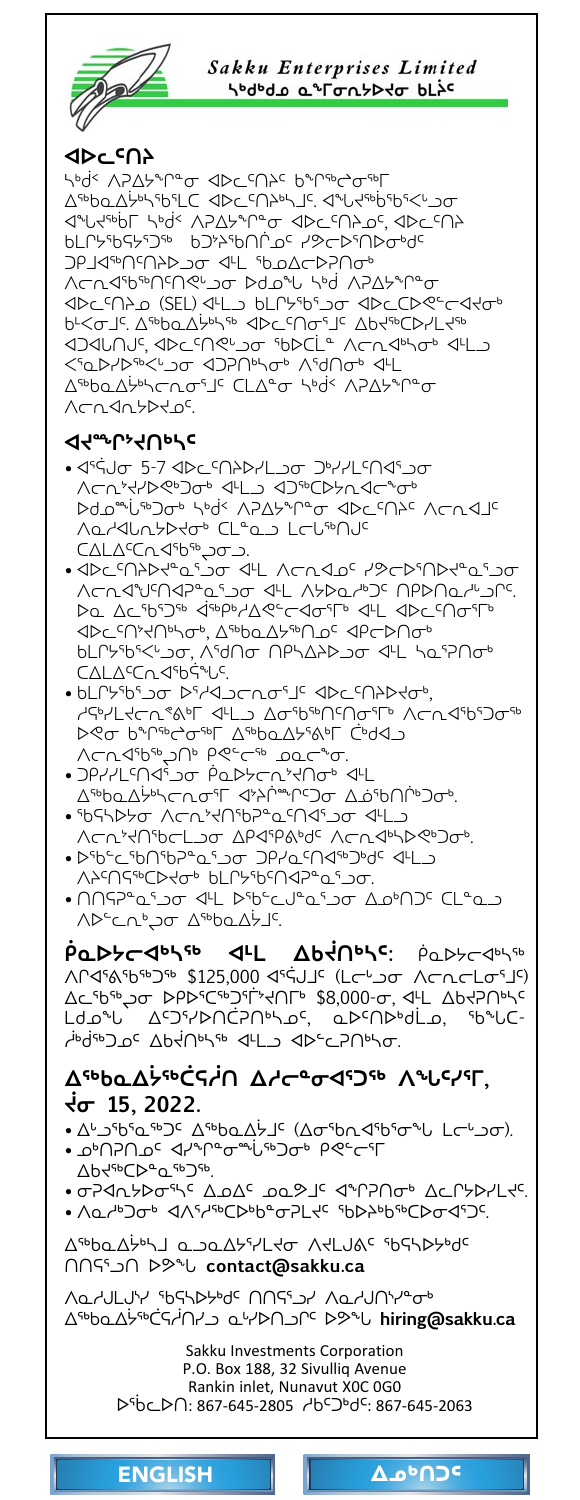Sakku Enterprises Limited

ᓴᒃᑯ ᓇᖕᒥᓂᖅᐳᕐᕕᖓ ᑲᒻᐱᓂ

## ᐊᐅᓚᑦᑎᔨ

ᓴᒃᑯ ᐱᕈᐃᓴᕐᓂᖓ ᐊᐅᓚᑦᑎᔨᑦ ᑲᖕᒋᖅᓯᐅᖅ ᐃᖅᑲᓇᐃᔭᖅᓯᒪᓕᑕ ᐊᐅᓚᑦᑎᔨᖏᑦ. ᐊᖕᒐᖅᑐᖅᑳᖅᓴᖅᐸᓗᓂ ᐊᖕᒐᖅᑐᖅᒥ ᓴᒃᑯ ᐱᕈᐃᓴᕐᓂᖓ ᐊᐅᓚᑦᑎᔨᓂᑦ, ᐊᐅᓚᑦᑎᔨ ᑲᒪᒋᔭᖃᕐᓗᓂ ᑲᑐᔾᔨᖅᑎᕆᓂᑦ ᓯᕗᓕᖅᑎᐅᔪᓂᒃᑯᑦ ᑐᑭᓯᐅᖅᑎᓄᑦ ᐊᒻᒪ ᖃᓄᐃᓕᐅᖅᑎᓄᑦ ᐱᓕᕆᐊᖅᑎᖃᖅᑎᑦᑎᓗᓂ ᐅᑯᓇᖓᑦ ᓴᒃᑯ ᐱᕈᐃᓴᕐᓂᖓ ᐊᐅᓚᑦᑎᔨᖓ (SEL) ᐊᒻᒪᓗ ᑲᒪᒋᔭᖃᕐᓗᓂ ᐊᐅᓚᑕᐅᓂᖏᓐᓂᒃ ᑲᒃᑲᓐᓂᖅ. ᐃᖅᑲᓇᐃᔭᖅᑎ ᐊᐅᓚᑦᑎᓂᖓᓄᑦ ᐃᑲᔪᖅᑕᐅᓯᒪᔪᖅ ᐊᑐᐊᒐᓕᕆᓂᑦ, ᐊᐅᓚᑦᑎᓂᖅ ᖃᐅᔨᒪᓂᖅ ᐱᓇᓱᐊᕈᓯᖅ ᐊᒻᒪᓗ ᐸᕐᓇᐃᔭᕐᓂᖅ ᐊᑐᕐᓂᖏᓐᓂ ᐱᔪᓐᓇᕐᓂᖏᓐᓂ ᐊᒻᒪ ᐃᖅᑲᓇᐃᔭᖅᑎᑦᑎᓂᕐᒧᑦ ᑕᒪᐃᓐᓂ ᓴᒃᑯ ᐱᕈᐃᓴᕐᓂᖓ ᐱᓕᕆᐊᖃᕐᓂᖏᓐᓄᑦ.

## ᐊᔪᙱᔾᔪᑎᒃᓴᑦ

- ᐊᕐᕌᒍᐃᑦ 5-7 ᐊᐅᓚᑦᑎᔨᐅᓯᒪᓗᓂ ᑐᓴᕐᓂᖏᑦᑎᒍᑦ ᐱᓕᕆᔾᔪᑎᖃᕐᓂᖅᓴᐅᓂᖏᑦ ᐊᒻᒪᓗ ᐊᑐᖅᑕᐅᔪᓂᖅ ᐅᑯᓇᖓᑦ ᓴᒃᑯ ᐱᕈᐃᓴᕐᓂᖓ ᐊᐅᓚᑦᑎᓂᖓᓐᓂ ᐱᓇᓱᐊᕈᓯᐅᔪᓂᒃ ᑕᒪᐃᓐᓂ ᒪᓕᒐᐅᓂᖏᑦ ᑕᐃᒪᐃᑦᑐᑦ ᐊᑐᖅᑕᐅᔪᓂ.
- ᐊᐅᓚᑦᑎᔨᐅᓂᖓᓄᑦ ᐊᒻᒪ ᐱᓕᕆᐊᓄᑦ ᓯᕗᓕᖅᑎᐅᓂᖓᓄᑦ ᐱᓕᕆᐊᖑᑎᑦᑎᓇᓱᐊᕐᓂᖓᓄᑦ ᐊᒻᒪ ᐱᔭᕇᕐᓂᖏᑦ ᑎᑎᕋᖅᑕᐅᓂᖏᑦ. ᐅᓇ ᐃᓚᖃᖅᑐᖅ ᐋᖅᑭᒋᐊᕐᕕᓂᑦ ᐊᒻᒪ ᐊᐅᓚᑦᑎᓂᖏᑦ, ᐃᖅᑲᓇᐃᔭᖅᑎᓂᑦ ᐊᐅᓚᑦᑎᓂᖅ ᑲᒪᒋᔭᖃᕐᓗᓂ, ᐱᔭᕇᕐᓂ ᑎᑎᕋᖅᓯᒪᓂᖅ ᐊᒻᒪ ᓴᖅᑭᑎᑦᑎᓂᖅ ᑕᐃᒪᐃᑦᑐᑦ ᐊᑐᖅᑕᐅᔪᑦ.
- ᑲᒪᒋᔭᖃᕐᓂᖅ ᐅᓯᔭᖅᑐᖅᑕᐅᓂᖏᑦ ᐊᐅᓚᑦᑎᔨᐅᓂᖅ, ᓯᕗᓕᖅᑎᐅᓂᖓᓐᓂ ᐊᒻᒪᓗ ᐃᓅᓯᖃᕐᓂᖓᓐᓂ ᐱᓕᕆᐊᖃᕐᓂᖅ ᐅᖃᓂ ᑲᖕᒋᖅᓯᓂᖓᓐᓂ ᐃᖅᑲᓇᐃᔭᖕᓂᒥ ᑖᒃᑯᐊ ᐱᓕᕆᐊᖃᖅᑐᑎᑦ ᑭᖑᓪᓕᖅ ᓄᓇᓕᖕᓂ.
- ᑐᓴᖅᑎᑦᑎᓂᕐᒧᑦ ᖃᐅᔨᒪᓕᖅᑎᑦᑎᓂᖅ ᐊᒻᒪ ᐃᖅᑲᓇᐃᔭᖅᑎᓂᑦ ᐊᔪᙱᓐᓂᖏᑦ ᐃᑲᔪᖅᑕᐅᓂᖏᑦ.
- ᖃᐅᔨᒪᓂᖃᖅᑐᖅ ᐱᓕᕆᔾᔪᑎᖃᕐᓂᕐᒥ ᐊᐅᓚᑦᑎᓂᕐᒥ ᐱᓕᕆᐊᖃᕐᓂᕐᒥ.
- ᐅᖃᐅᓯᖃᕐᓂᕐᒥ ᑐᓴᐅᒪᑎᑦᑎᓂᕐᒥ ᐊᒻᒪᓗ ᐱᓯᑦᑎᓂᕐᒥ ᑲᒪᒋᔭᖃᕐᓂᖏᑦ.
- ᑎᑎᕋᐅᔭᖅᑐᖅ ᐊᒻᒪ ᐅᖃᐅᓯᖃᖅᑐᖅ ᐃᓄᒃᑎᑐᑦ ᑕᓐᓇᓗ ᐊᐱᓚᓐᓂᒃ ᐃᖅᑲᓇᐃᔮᑦ.

**ᑮᓇᐅᔭᖃᕐᓂᖅ ᐊᒻᒪ ᐃᑲᔫᑎᑦ:** ᑮᓇᐅᔭᖃᕐᓂᖅ ᐱᒋᐊᕐᕕᖃᖅᑐᖅ $125,000 ᐊᕐᕌᒍᒧᑦ (ᒪᕐᕉᓐᓂ ᐱᓕᕆᓂᕐᒧᑦ) ᐃᓚᖃᖅᑐᖅ ᐸᐅᓪᓚᕆᐊᖃᕐᓂᕐᒧᑦ $8,000-ᓂ, ᐊᒻᒪ ᐃᑲᔪᖅᑎᑦ ᒪᓕᒐᖅ ᐃᓱᓕᑦᑎᑎᑕᐅᓂᖏᑦ, ᓇᐅᑦᑎᖅᑐᒥ, ᖃᖓᑕ-ᓱᐊᖅᑐᑦ ᐃᑲᔫᑎᑦ ᐊᒻᒪᓗ ᐊᐅᓚᓯᖅᑎᑦ.

## ᐃᖅᑲᓇᐃᔮᖅᑖᕈᒪᔪᖅ ᐃᓯᖅᑎᖅᑕᐅᓂᖅ ᐱᖓᓱᖓᓂ, ᔫᓂ 15, 2022.

- ᐃᓗᓕᖃᖅᑐᖅ ᐃᖅᑲᓇᐃᔮᑦ (ᐃᓂᖏᑦᑎᒍᑦ ᒪᕐᕉᓐᓂ).
- ᓄᓇᕐᔪᐊᓂ ᐊᔪᖅᓴᕐᓇᙱᑦᑐᓂᒃ ᑭᓯᐊᓂ ᐃᑲᔪᖅᑕᐅᓂᖅ.
- ᓂᕈᐊᓯᒪᔪᓂᒃ ᐃᓄᐃᑦ ᓄᓇᖃᖅᑐᑦ ᐊᖏᕈᑎᖃᖅ ᐃᓚᒋᔭᐅᓯᒪᔪᑦ.
- ᐱᓇᓱᐊᕈᓯᖅ ᐊᐱᕐᓱᐃᑕᐅᓂᕐᒧᑦ ᖃᐅᔨᒃᑲᐃᑕᐅᓂᖅ.

ᐃᖅᑲᓇᐃᔮᖅ ᓇᓗᓇᐃᔭᕐᓯᒪᔪᖅ ᐱᔪᓐᓇᕐᒪᑦ ᖃᐅᔨᓴᖅᑕᐅᓗᓂ ᑎᑎᖅᑲᒃᑯᑦ ᐅᕗᖓ contact@sakku.ca

ᐱᓇᓱᐃᕈᒪᔪᑦ ᖃᐅᔨᓴᖅᑕᐅᓗᓂ ᑎᑎᖅᑲᖅᑐᑦ ᐱᓇᓱᐃᒋᐊᕈᓐᓇᖅᑐᑦ ᐃᖅᑲᓇᐃᔮᖅᑖᕈᒪᓂᖏᑦ ᓇᕐᕿᑎᑦᑎᓗᑎᑦ ᐅᕗᖓ hiring@sakku.ca

Sakku Investments Corporation
P.O. Box 188, 32 Sivulliq Avenue
Rankin inlet, Nunavut X0C 0G0
ᐅᖄᓚᐅᑎ: 867-645-2805 ᓱᑲᔪᒃᑯᑦ: 867-645-2063

ENGLISH | ᐃᓄᒃᑎᑐᑦ